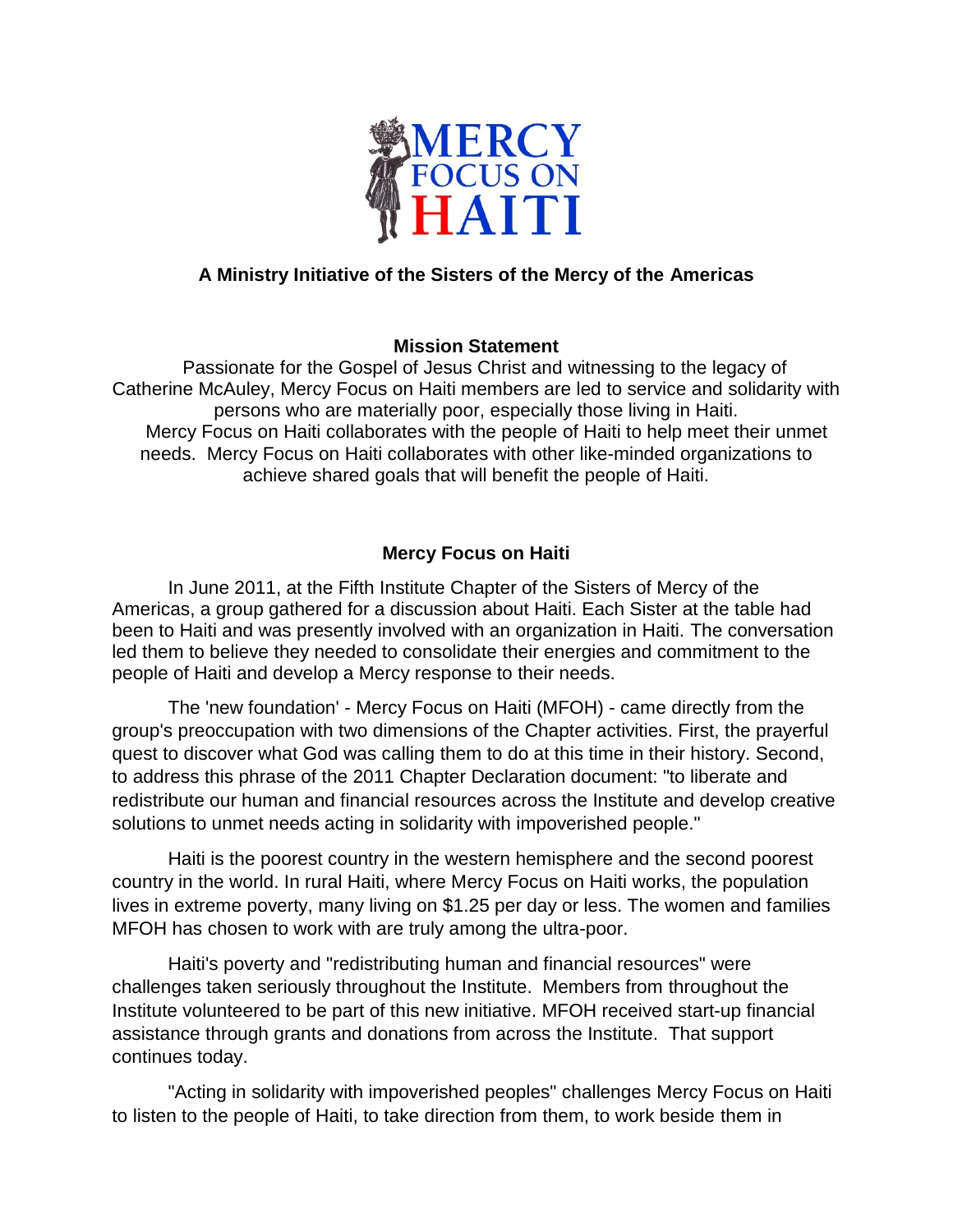# MERCY FOCUS ON HAITI

**A Ministry Initiative of the Sisters of the Mercy of the Americas**

## Mission Statement

Passionate for the Gospel of Jesus Christ and witnessing to the legacy of Catherine McAuley, Mercy Focus on Haiti members are led to service and solidarity with persons who are materially poor, especially those living in Haiti.

Mercy Focus on Haiti collaborates with the people of Haiti to help meet their unmet needs. Mercy Focus on Haiti collaborates with other like-minded organizations to achieve shared goals that will benefit the people of Haiti.

## Mercy Focus on Haiti

In June 2011, at the Fifth Institute Chapter of the Sisters of Mercy of the Americas, a group gathered for a discussion about Haiti. Each Sister at the table had been to Haiti and was presently involved with an organization in Haiti. The conversation led them to believe they needed to consolidate their energies and commitment to the people of Haiti and develop a Mercy response to their needs.

The 'new foundation' - Mercy Focus on Haiti (MFOH) - came directly from the group's preoccupation with two dimensions of the Chapter activities. First, the prayerful quest to discover what God was calling them to do at this time in their history. Second, to address this phrase of the 2011 Chapter Declaration document: "to liberate and redistribute our human and financial resources across the Institute and develop creative solutions to unmet needs acting in solidarity with impoverished people."

Haiti is the poorest country in the western hemisphere and the second poorest country in the world. In rural Haiti, where Mercy Focus on Haiti works, the population lives in extreme poverty, many living on $1.25 per day or less. The women and families MFOH has chosen to work with are truly among the ultra-poor.

Haiti's poverty and "redistributing human and financial resources" were challenges taken seriously throughout the Institute. Members from throughout the Institute volunteered to be part of this new initiative. MFOH received start-up financial assistance through grants and donations from across the Institute. That support continues today.

"Acting in solidarity with impoverished peoples" challenges Mercy Focus on Haiti to listen to the people of Haiti, to take direction from them, to work beside them in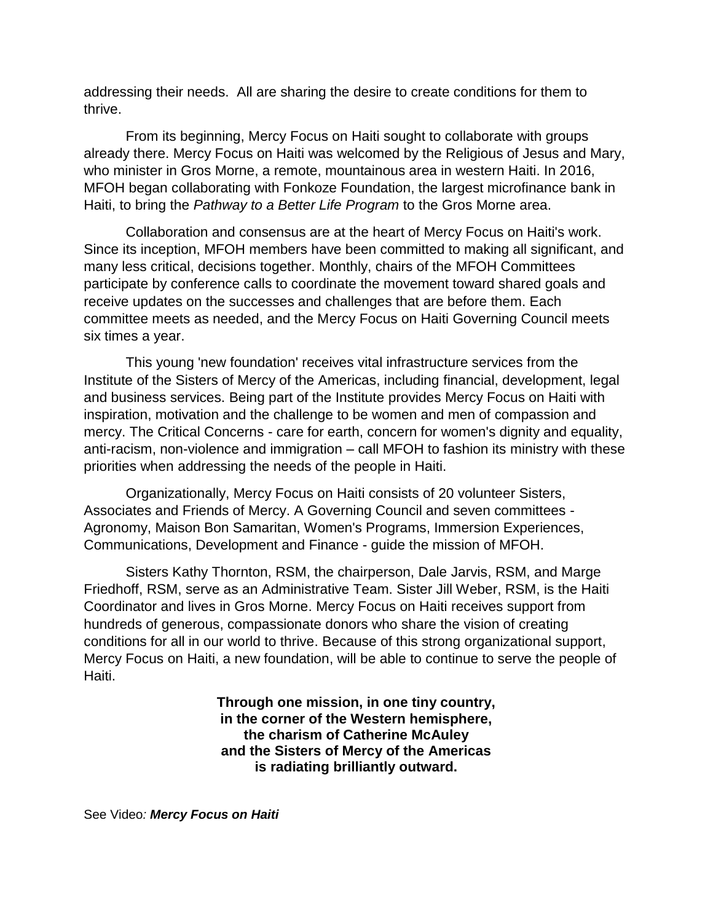addressing their needs.  All are sharing the desire to create conditions for them to thrive.

From its beginning, Mercy Focus on Haiti sought to collaborate with groups already there. Mercy Focus on Haiti was welcomed by the Religious of Jesus and Mary, who minister in Gros Morne, a remote, mountainous area in western Haiti. In 2016, MFOH began collaborating with Fonkoze Foundation, the largest microfinance bank in Haiti, to bring the *Pathway to a Better Life Program* to the Gros Morne area.

Collaboration and consensus are at the heart of Mercy Focus on Haiti's work. Since its inception, MFOH members have been committed to making all significant, and many less critical, decisions together. Monthly, chairs of the MFOH Committees participate by conference calls to coordinate the movement toward shared goals and receive updates on the successes and challenges that are before them. Each committee meets as needed, and the Mercy Focus on Haiti Governing Council meets six times a year.

This young 'new foundation' receives vital infrastructure services from the Institute of the Sisters of Mercy of the Americas, including financial, development, legal and business services. Being part of the Institute provides Mercy Focus on Haiti with inspiration, motivation and the challenge to be women and men of compassion and mercy. The Critical Concerns - care for earth, concern for women's dignity and equality, anti-racism, non-violence and immigration – call MFOH to fashion its ministry with these priorities when addressing the needs of the people in Haiti.

Organizationally, Mercy Focus on Haiti consists of 20 volunteer Sisters, Associates and Friends of Mercy. A Governing Council and seven committees - Agronomy, Maison Bon Samaritan, Women's Programs, Immersion Experiences, Communications, Development and Finance - guide the mission of MFOH.

Sisters Kathy Thornton, RSM, the chairperson, Dale Jarvis, RSM, and Marge Friedhoff, RSM, serve as an Administrative Team. Sister Jill Weber, RSM, is the Haiti Coordinator and lives in Gros Morne. Mercy Focus on Haiti receives support from hundreds of generous, compassionate donors who share the vision of creating conditions for all in our world to thrive. Because of this strong organizational support, Mercy Focus on Haiti, a new foundation, will be able to continue to serve the people of Haiti.

**Through one mission, in one tiny country,**
**in the corner of the Western hemisphere,**
**the charism of Catherine McAuley**
**and the Sisters of Mercy of the Americas**
**is radiating brilliantly outward.**

See Video*: **Mercy Focus on Haiti***